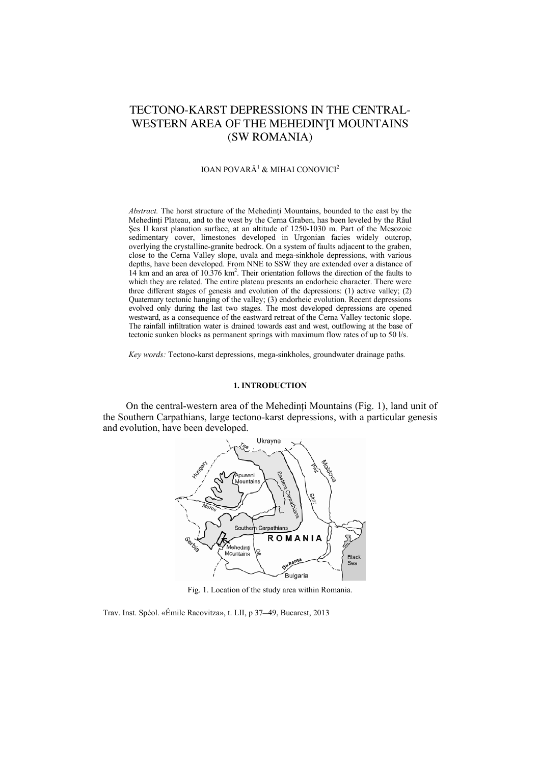# TECTONO-KARST DEPRESSIONS IN THE CENTRAL-WESTERN AREA OF THE MEHEDINŢI MOUNTAINS (SW ROMANIA)

IOAN POVARĂ[1] & MIHAI CONOVICI[2]

*Abstract.* The horst structure of the Mehedinți Mountains, bounded to the east by the Mehedinți Plateau, and to the west by the Cerna Graben, has been leveled by the Râul Șes II karst planation surface, at an altitude of 1250-1030 m. Part of the Mesozoic sedimentary cover, limestones developed in Urgonian facies widely outcrop, overlying the crystalline-granite bedrock. On a system of faults adjacent to the graben, close to the Cerna Valley slope, uvala and mega-sinkhole depressions, with various depths, have been developed. From NNE to SSW they are extended over a distance of 14 km and an area of 10.376 km$^2$. Their orientation follows the direction of the faults to which they are related. The entire plateau presents an endorheic character. There were three different stages of genesis and evolution of the depressions: (1) active valley; (2) Quaternary tectonic hanging of the valley; (3) endorheic evolution. Recent depressions evolved only during the last two stages. The most developed depressions are opened westward, as a consequence of the eastward retreat of the Cerna Valley tectonic slope. The rainfall infiltration water is drained towards east and west, outflowing at the base of tectonic sunken blocks as permanent springs with maximum flow rates of up to 50 l/s.

*Key words:* Tectono-karst depressions, mega-sinkholes, groundwater drainage paths.

## 1. INTRODUCTION

On the central-western area of the Mehedinți Mountains (Fig. 1), land unit of the Southern Carpathians, large tectono-karst depressions, with a particular genesis and evolution, have been developed.

Fig. 1. Location of the study area within Romania.

Trav. Inst. Spéol. «Émile Racovitza», t. LII, p 37–49, Bucarest, 2013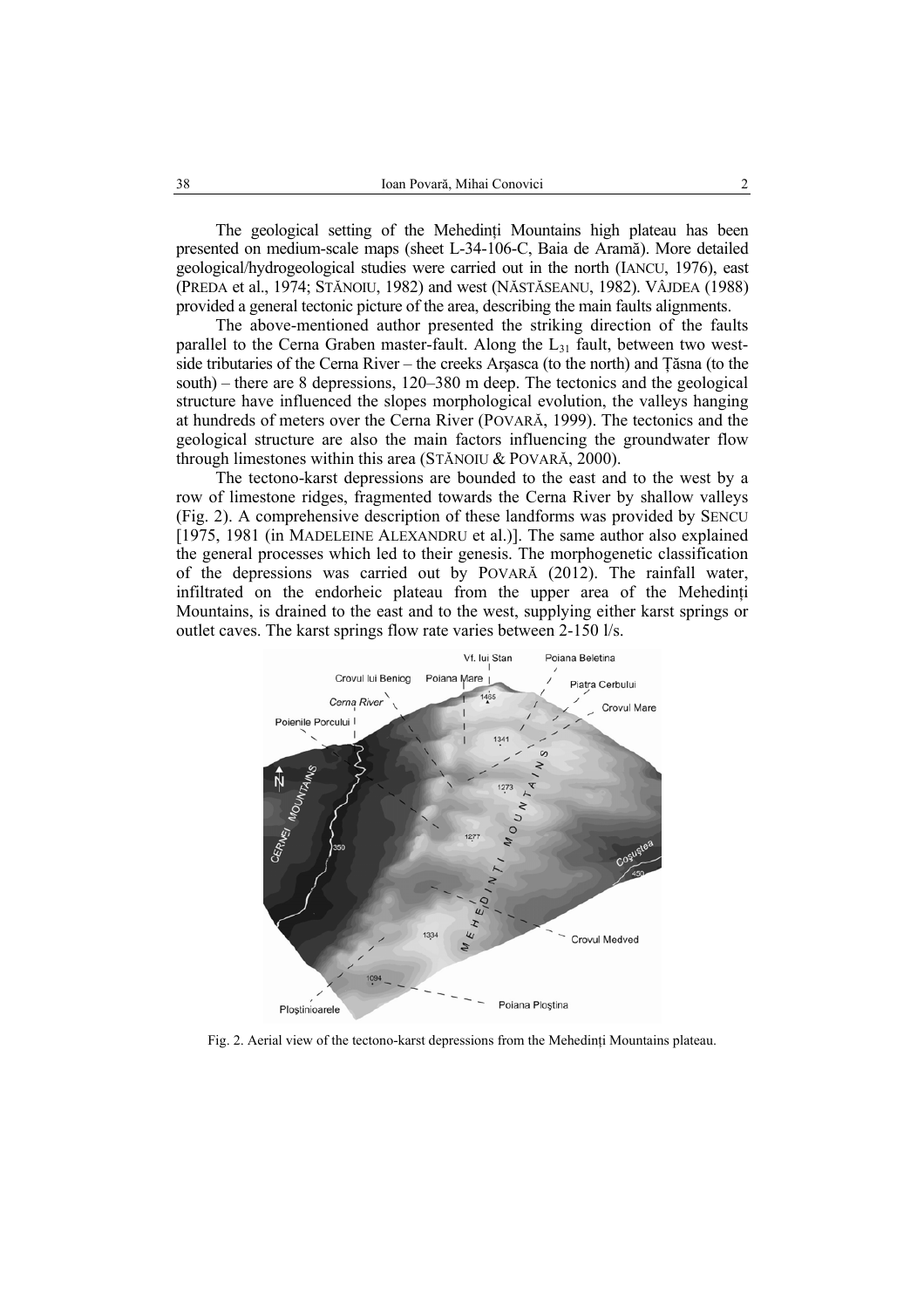The geological setting of the Mehedinți Mountains high plateau has been presented on medium-scale maps (sheet L-34-106-C, Baia de Aramă). More detailed geological/hydrogeological studies were carried out in the north (IANCU, 1976), east (PREDA et al., 1974; STĂNOIU, 1982) and west (NĂSTĂSEANU, 1982). VÂJDEA (1988) provided a general tectonic picture of the area, describing the main faults alignments.

The above-mentioned author presented the striking direction of the faults parallel to the Cerna Graben master-fault. Along the $L_{31}$ fault, between two west-side tributaries of the Cerna River – the creeks Arşasca (to the north) and Țăsna (to the south) – there are 8 depressions, 120–380 m deep. The tectonics and the geological structure have influenced the slopes morphological evolution, the valleys hanging at hundreds of meters over the Cerna River (POVARĂ, 1999). The tectonics and the geological structure are also the main factors influencing the groundwater flow through limestones within this area (STĂNOIU & POVARĂ, 2000).

The tectono-karst depressions are bounded to the east and to the west by a row of limestone ridges, fragmented towards the Cerna River by shallow valleys (Fig. 2). A comprehensive description of these landforms was provided by SENCU [1975, 1981 (in MADELEINE ALEXANDRU et al.)]. The same author also explained the general processes which led to their genesis. The morphogenetic classification of the depressions was carried out by POVARĂ (2012). The rainfall water, infiltrated on the endorheic plateau from the upper area of the Mehedinți Mountains, is drained to the east and to the west, supplying either karst springs or outlet caves. The karst springs flow rate varies between 2-150 l/s.

Fig. 2. Aerial view of the tectono-karst depressions from the Mehedinți Mountains plateau.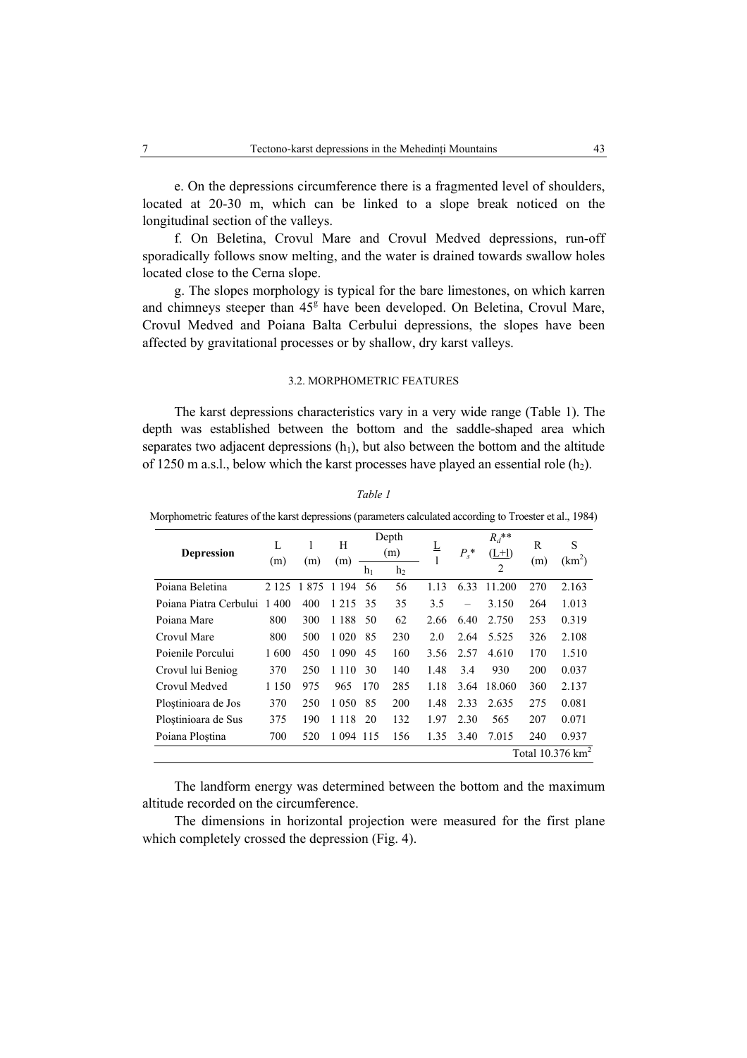e. On the depressions circumference there is a fragmented level of shoulders, located at 20-30 m, which can be linked to a slope break noticed on the longitudinal section of the valleys.

f. On Beletina, Crovul Mare and Crovul Medved depressions, run-off sporadically follows snow melting, and the water is drained towards swallow holes located close to the Cerna slope.

g. The slopes morphology is typical for the bare limestones, on which karren and chimneys steeper than $45^g$ have been developed. On Beletina, Crovul Mare, Crovul Medved and Poiana Balta Cerbului depressions, the slopes have been affected by gravitational processes or by shallow, dry karst valleys.

### 3.2. MORPHOMETRIC FEATURES

The karst depressions characteristics vary in a very wide range (Table 1). The depth was established between the bottom and the saddle-shaped area which separates two adjacent depressions ($h_1$), but also between the bottom and the altitude of 1250 m a.s.l., below which the karst processes have played an essential role ($h_2$).

*Table 1*

Morphometric features of the karst depressions (parameters calculated according to Troester et al., 1984)

| Depression | L (m) | l (m) | H (m) | Depth (m) | | $\frac{L}{l}$ | $P_s$* | $R_d$** $\frac{(L+l)}{2}$ | R (m) | S (km$^2$) |
|---|---|---|---|---|---|---|---|---|---|---|
| | | | | $h_1$ | $h_2$ | | | | | |
| Poiana Beletina | 2 125 | 1 875 | 1 194 | 56 | 56 | 1.13 | 6.33 | 11.200 | 270 | 2.163 |
| Poiana Piatra Cerbului | 1 400 | 400 | 1 215 | 35 | 35 | 3.5 | – | 3.150 | 264 | 1.013 |
| Poiana Mare | 800 | 300 | 1 188 | 50 | 62 | 2.66 | 6.40 | 2.750 | 253 | 0.319 |
| Crovul Mare | 800 | 500 | 1 020 | 85 | 230 | 2.0 | 2.64 | 5.525 | 326 | 2.108 |
| Poienile Porcului | 1 600 | 450 | 1 090 | 45 | 160 | 3.56 | 2.57 | 4.610 | 170 | 1.510 |
| Crovul lui Beniog | 370 | 250 | 1 110 | 30 | 140 | 1.48 | 3.4 | 930 | 200 | 0.037 |
| Crovul Medved | 1 150 | 975 | 965 | 170 | 285 | 1.18 | 3.64 | 18.060 | 360 | 2.137 |
| Ploştinioara de Jos | 370 | 250 | 1 050 | 85 | 200 | 1.48 | 2.33 | 2.635 | 275 | 0.081 |
| Ploştinioara de Sus | 375 | 190 | 1 118 | 20 | 132 | 1.97 | 2.30 | 565 | 207 | 0.071 |
| Poiana Ploştina | 700 | 520 | 1 094 | 115 | 156 | 1.35 | 3.40 | 7.015 | 240 | 0.937 |
| | | | | | | | | | | Total 10.376 km$^2$ |

The landform energy was determined between the bottom and the maximum altitude recorded on the circumference.

The dimensions in horizontal projection were measured for the first plane which completely crossed the depression (Fig. 4).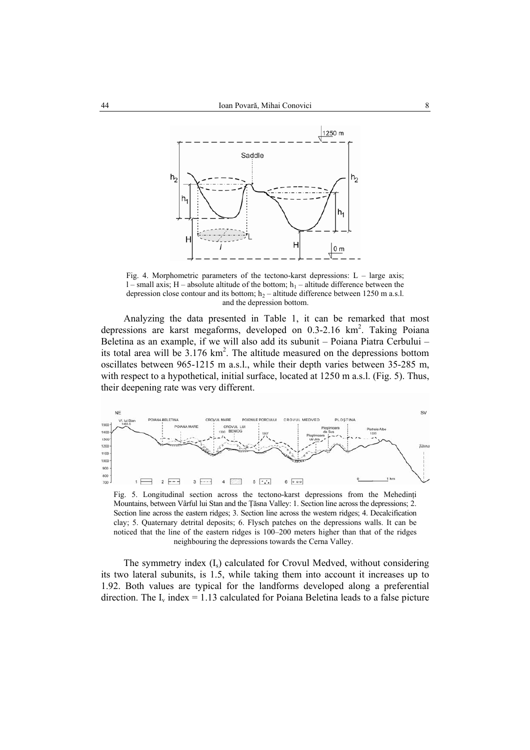Fig. 4. Morphometric parameters of the tectono-karst depressions: L – large axis; l – small axis; H – absolute altitude of the bottom; $h_1$ – altitude difference between the depression close contour and its bottom; $h_2$ – altitude difference between 1250 m a.s.l. and the depression bottom.

Analyzing the data presented in Table 1, it can be remarked that most depressions are karst megaforms, developed on 0.3-2.16 km$^2$. Taking Poiana Beletina as an example, if we will also add its subunit – Poiana Piatra Cerbului – its total area will be 3.176 km$^2$. The altitude measured on the depressions bottom oscillates between 965-1215 m a.s.l., while their depth varies between 35-285 m, with respect to a hypothetical, initial surface, located at 1250 m a.s.l. (Fig. 5). Thus, their deepening rate was very different.

Fig. 5. Longitudinal section across the tectono-karst depressions from the Mehedinți Mountains, between Vârful lui Stan and the Țăsna Valley: 1. Section line across the depressions; 2. Section line across the eastern ridges; 3. Section line across the western ridges; 4. Decalcification clay; 5. Quaternary detrital deposits; 6. Flysch patches on the depressions walls. It can be noticed that the line of the eastern ridges is 100–200 meters higher than that of the ridges neighbouring the depressions towards the Cerna Valley.

The symmetry index ($I_s$) calculated for Crovul Medved, without considering its two lateral subunits, is 1.5, while taking them into account it increases up to 1.92. Both values are typical for the landforms developed along a preferential direction. The $I_v$ index = 1.13 calculated for Poiana Beletina leads to a false picture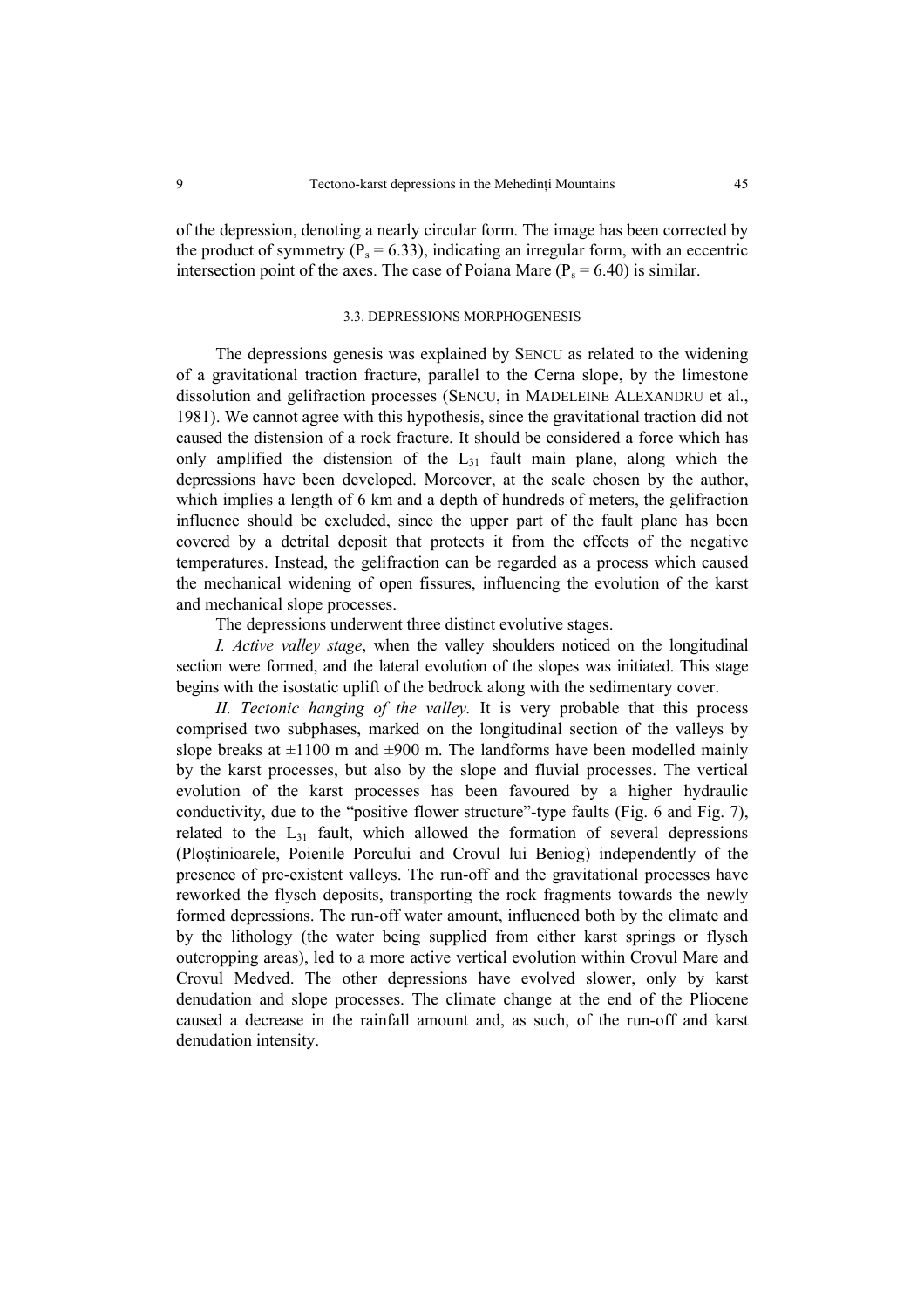of the depression, denoting a nearly circular form. The image has been corrected by the product of symmetry ($P_s = 6.33$), indicating an irregular form, with an eccentric intersection point of the axes. The case of Poiana Mare ($P_s = 6.40$) is similar.

### 3.3. DEPRESSIONS MORPHOGENESIS

The depressions genesis was explained by SENCU as related to the widening of a gravitational traction fracture, parallel to the Cerna slope, by the limestone dissolution and gelifraction processes (SENCU, in MADELEINE ALEXANDRU et al., 1981). We cannot agree with this hypothesis, since the gravitational traction did not caused the distension of a rock fracture. It should be considered a force which has only amplified the distension of the $L_{31}$ fault main plane, along which the depressions have been developed. Moreover, at the scale chosen by the author, which implies a length of 6 km and a depth of hundreds of meters, the gelifraction influence should be excluded, since the upper part of the fault plane has been covered by a detrital deposit that protects it from the effects of the negative temperatures. Instead, the gelifraction can be regarded as a process which caused the mechanical widening of open fissures, influencing the evolution of the karst and mechanical slope processes.

The depressions underwent three distinct evolutive stages.

*I. Active valley stage*, when the valley shoulders noticed on the longitudinal section were formed, and the lateral evolution of the slopes was initiated. This stage begins with the isostatic uplift of the bedrock along with the sedimentary cover.

*II. Tectonic hanging of the valley.* It is very probable that this process comprised two subphases, marked on the longitudinal section of the valleys by slope breaks at ±1100 m and ±900 m. The landforms have been modelled mainly by the karst processes, but also by the slope and fluvial processes. The vertical evolution of the karst processes has been favoured by a higher hydraulic conductivity, due to the "positive flower structure"-type faults (Fig. 6 and Fig. 7), related to the $L_{31}$ fault, which allowed the formation of several depressions (Ploştinioarele, Poienile Porcului and Crovul lui Beniog) independently of the presence of pre-existent valleys. The run-off and the gravitational processes have reworked the flysch deposits, transporting the rock fragments towards the newly formed depressions. The run-off water amount, influenced both by the climate and by the lithology (the water being supplied from either karst springs or flysch outcropping areas), led to a more active vertical evolution within Crovul Mare and Crovul Medved. The other depressions have evolved slower, only by karst denudation and slope processes. The climate change at the end of the Pliocene caused a decrease in the rainfall amount and, as such, of the run-off and karst denudation intensity.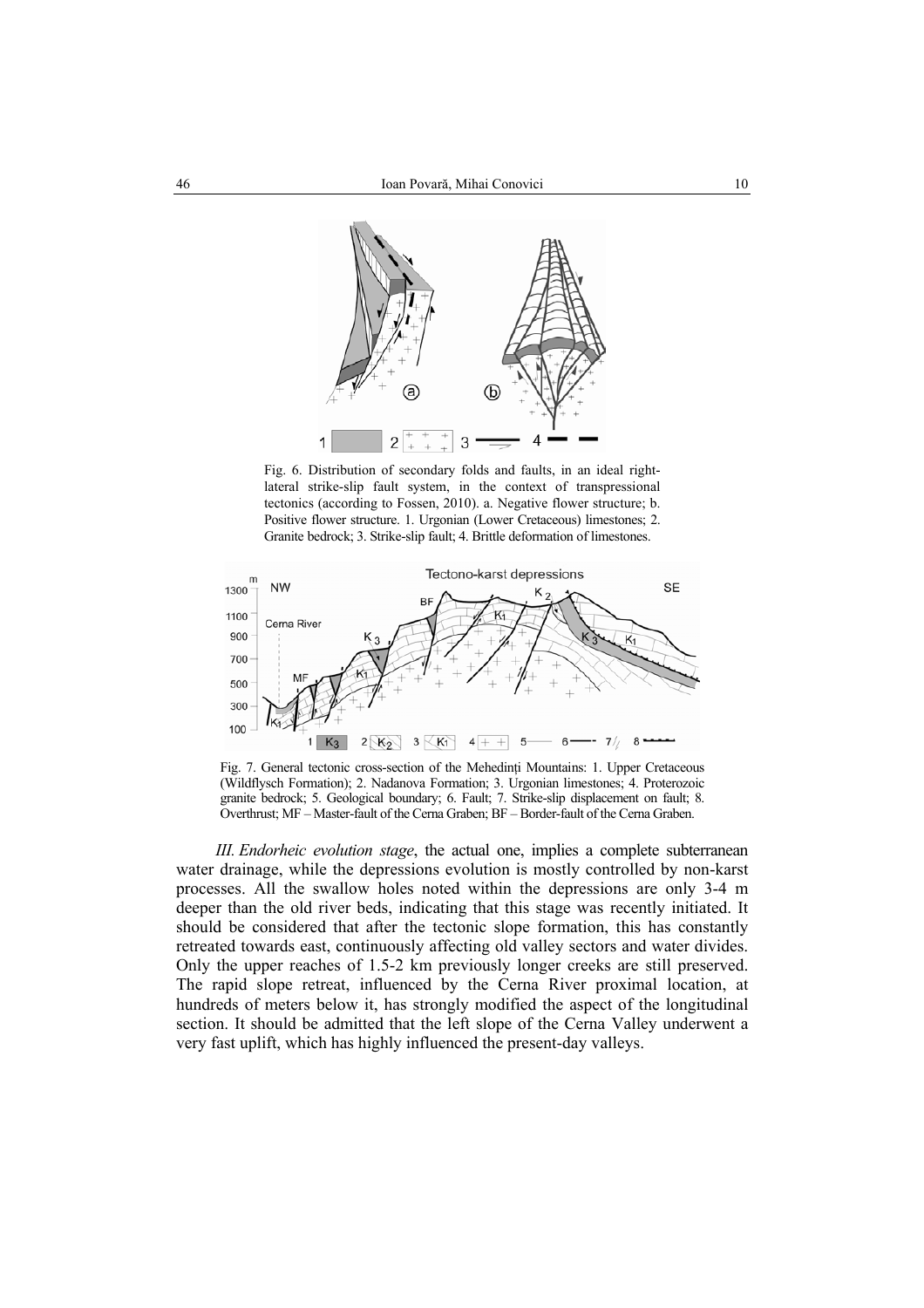Fig. 6. Distribution of secondary folds and faults, in an ideal right-lateral strike-slip fault system, in the context of transpressional tectonics (according to Fossen, 2010). a. Negative flower structure; b. Positive flower structure. 1. Urgonian (Lower Cretaceous) limestones; 2. Granite bedrock; 3. Strike-slip fault; 4. Brittle deformation of limestones.

Fig. 7. General tectonic cross-section of the Mehedinți Mountains: 1. Upper Cretaceous (Wildflysch Formation); 2. Nadanova Formation; 3. Urgonian limestones; 4. Proterozoic granite bedrock; 5. Geological boundary; 6. Fault; 7. Strike-slip displacement on fault; 8. Overthrust; MF – Master-fault of the Cerna Graben; BF – Border-fault of the Cerna Graben.

*III. Endorheic evolution stage*, the actual one, implies a complete subterranean water drainage, while the depressions evolution is mostly controlled by non-karst processes. All the swallow holes noted within the depressions are only 3-4 m deeper than the old river beds, indicating that this stage was recently initiated. It should be considered that after the tectonic slope formation, this has constantly retreated towards east, continuously affecting old valley sectors and water divides. Only the upper reaches of 1.5-2 km previously longer creeks are still preserved. The rapid slope retreat, influenced by the Cerna River proximal location, at hundreds of meters below it, has strongly modified the aspect of the longitudinal section. It should be admitted that the left slope of the Cerna Valley underwent a very fast uplift, which has highly influenced the present-day valleys.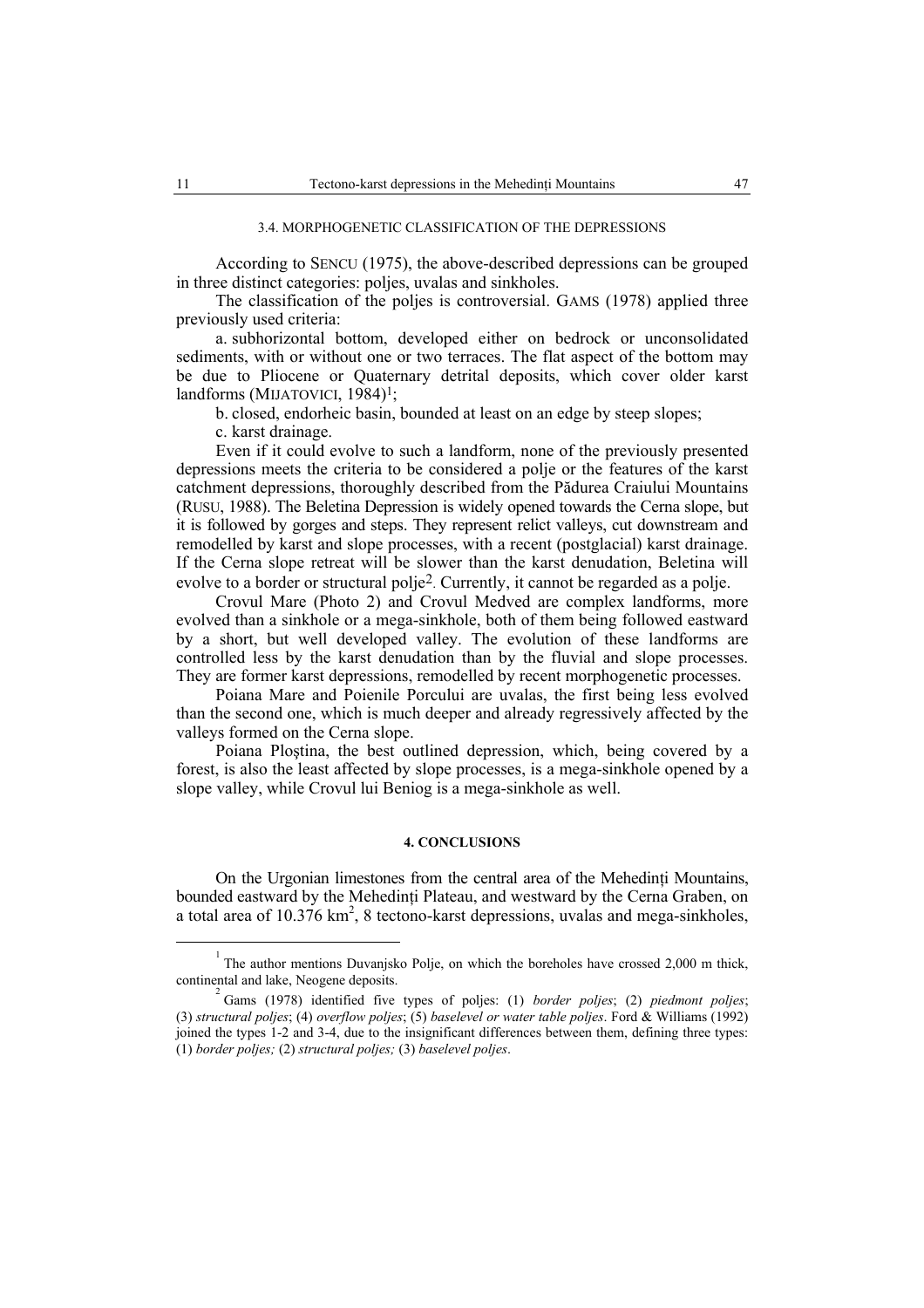### 3.4. MORPHOGENETIC CLASSIFICATION OF THE DEPRESSIONS

According to SENCU (1975), the above-described depressions can be grouped in three distinct categories: poljes, uvalas and sinkholes.

The classification of the poljes is controversial. GAMS (1978) applied three previously used criteria:

a. subhorizontal bottom, developed either on bedrock or unconsolidated sediments, with or without one or two terraces. The flat aspect of the bottom may be due to Pliocene or Quaternary detrital deposits, which cover older karst landforms (MIJATOVICI, 1984)[1];

b. closed, endorheic basin, bounded at least on an edge by steep slopes;

c. karst drainage.

Even if it could evolve to such a landform, none of the previously presented depressions meets the criteria to be considered a polje or the features of the karst catchment depressions, thoroughly described from the Pădurea Craiului Mountains (RUSU, 1988). The Beletina Depression is widely opened towards the Cerna slope, but it is followed by gorges and steps. They represent relict valleys, cut downstream and remodelled by karst and slope processes, with a recent (postglacial) karst drainage. If the Cerna slope retreat will be slower than the karst denudation, Beletina will evolve to a border or structural polje[2]. Currently, it cannot be regarded as a polje.

Crovul Mare (Photo 2) and Crovul Medved are complex landforms, more evolved than a sinkhole or a mega-sinkhole, both of them being followed eastward by a short, but well developed valley. The evolution of these landforms are controlled less by the karst denudation than by the fluvial and slope processes. They are former karst depressions, remodelled by recent morphogenetic processes.

Poiana Mare and Poienile Porcului are uvalas, the first being less evolved than the second one, which is much deeper and already regressively affected by the valleys formed on the Cerna slope.

Poiana Ploştina, the best outlined depression, which, being covered by a forest, is also the least affected by slope processes, is a mega-sinkhole opened by a slope valley, while Crovul lui Beniog is a mega-sinkhole as well.

## 4. CONCLUSIONS

On the Urgonian limestones from the central area of the Mehedinţi Mountains, bounded eastward by the Mehedinţi Plateau, and westward by the Cerna Graben, on a total area of 10.376 km$^2$, 8 tectono-karst depressions, uvalas and mega-sinkholes,

---

[1] The author mentions Duvanjsko Polje, on which the boreholes have crossed 2,000 m thick, continental and lake, Neogene deposits.

[2] Gams (1978) identified five types of poljes: (1) *border poljes*; (2) *piedmont poljes*; (3) *structural poljes*; (4) *overflow poljes*; (5) *baselevel or water table poljes*. Ford & Williams (1992) joined the types 1-2 and 3-4, due to the insignificant differences between them, defining three types: (1) *border poljes;* (2) *structural poljes;* (3) *baselevel poljes*.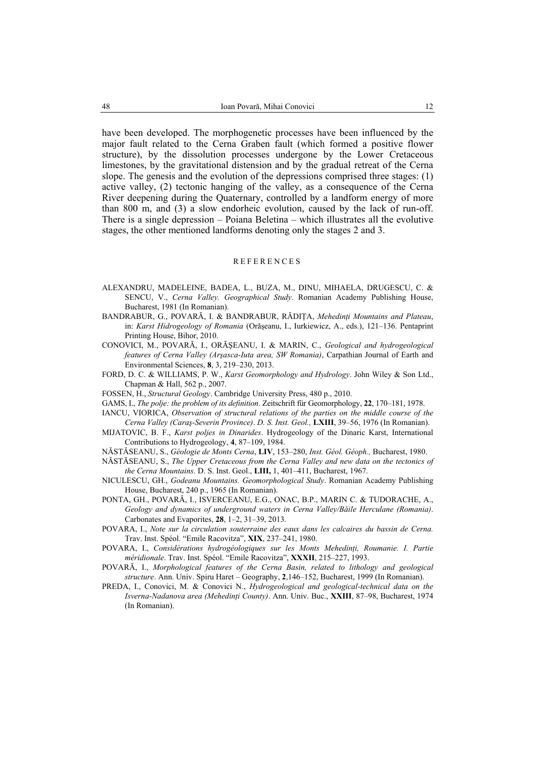have been developed. The morphogenetic processes have been influenced by the major fault related to the Cerna Graben fault (which formed a positive flower structure), by the dissolution processes undergone by the Lower Cretaceous limestones, by the gravitational distension and by the gradual retreat of the Cerna slope. The genesis and the evolution of the depressions comprised three stages: (1) active valley, (2) tectonic hanging of the valley, as a consequence of the Cerna River deepening during the Quaternary, controlled by a landform energy of more than 800 m, and (3) a slow endorheic evolution, caused by the lack of run-off. There is a single depression – Poiana Beletina – which illustrates all the evolutive stages, the other mentioned landforms denoting only the stages 2 and 3.

## REFERENCES

ALEXANDRU, MADELEINE, BADEA, L., BUZA, M., DINU, MIHAELA, DRUGESCU, C. & SENCU, V., *Cerna Valley. Geographical Study*. Romanian Academy Publishing House, Bucharest, 1981 (In Romanian).

BANDRABUR, G., POVARĂ, I. & BANDRABUR, RĂDIŢA, *Mehedinţi Mountains and Plateau*, in: *Karst Hidrogeology of Romania* (Orăşeanu, I., Iurkiewicz, A., eds.), 121–136. Pentaprint Printing House, Bihor, 2010.

CONOVICI, M., POVARĂ, I., ORĂŞEANU, I. & MARIN, C., *Geological and hydrogeological features of Cerna Valley (Arşasca-Iuta area, SW Romania)*, Carpathian Journal of Earth and Environmental Sciences, **8**, 3, 219–230, 2013.

FORD, D. C. & WILLIAMS, P. W., *Karst Geomorphology and Hydrology*. John Wiley & Son Ltd., Chapman & Hall, 562 p., 2007.

FOSSEN, H., *Structural Geology*. Cambridge University Press, 480 p., 2010.

GAMS, I., *The polje: the problem of its definition*. Zeitschrift für Geomorphology, **22**, 170–181, 1978.

IANCU, VIORICA, *Observation of structural relations of the parties on the middle course of the Cerna Valley (Caraş-Severin Province)*. *D. S. Inst. Geol.,* **LXIII**, 39–56, 1976 (In Romanian).

MIJATOVIC, B. F., *Karst poljes in Dinarides*. Hydrogeology of the Dinaric Karst, International Contributions to Hydrogeology, **4**, 87–109, 1984.

NĂSTĂSEANU, S., *Géologie de Monts Cerna*, **LIV**, 153–280, *Inst. Géol. Géoph.,* Bucharest, 1980.

NĂSTĂSEANU, S., *The Upper Cretaceous from the Cerna Valley and new data on the tectonics of the Cerna Mountains.* D. S. Inst. Geol., **LIII,** 1, 401–411, Bucharest, 1967.

NICULESCU, GH., *Godeanu Mountains. Geomorphological Study*. Romanian Academy Publishing House, Bucharest, 240 p., 1965 (In Romanian).

PONTA, GH., POVARĂ, I., ISVERCEANU, E.G., ONAC, B.P., MARIN C. & TUDORACHE, A., *Geology and dynamics of underground waters in Cerna Valley/Băile Herculane (Romania)*. Carbonates and Evaporites, **28**, 1–2, 31–39, 2013.

POVARA, I., *Note sur la circulation souterraine des eaux dans les calcaires du bassin de Cerna.* Trav. Inst. Spéol. "Emile Racovitza", **XIX**, 237–241, 1980.

POVARA, I., *Considérations hydrogéologiques sur les Monts Mehedinţi, Roumanie. I. Partie méridionale*. Trav. Inst. Spéol. "Emile Racovitza", **XXXII**, 215–227, 1993.

POVARĂ, I., *Morphological features of the Cerna Basin, related to lithology and geological structure*. Ann. Univ. Spiru Haret – Geography, **2**,146–152, Bucharest, 1999 (In Romanian).

PREDA, I., Conovici, M. & Conovici N., *Hydrogeological and geological-technical data on the Isverna-Nadanova area (Mehedinţi County)*. Ann. Univ. Buc., **XXIII**, 87–98, Bucharest, 1974 (In Romanian).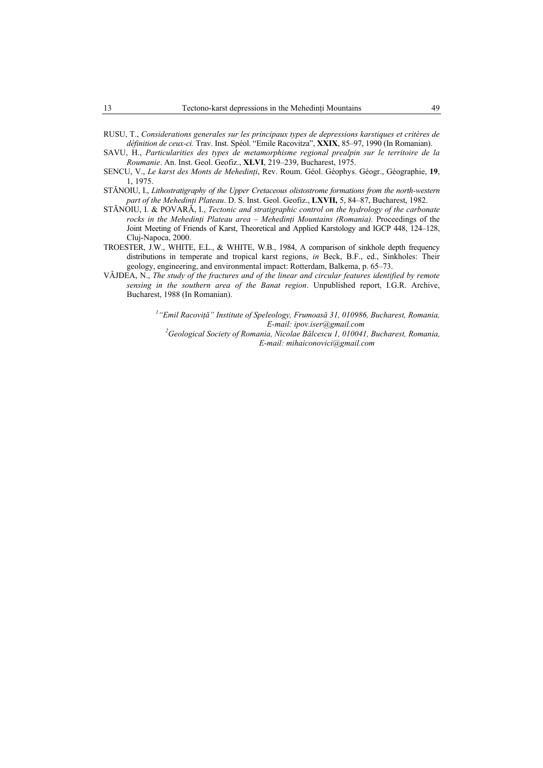RUSU, T., *Considerations generales sur les principaux types de depressions karstiques et critères de définition de ceux-ci.* Trav. Inst. Spéol. "Emile Racovitza", **XXIX**, 85–97, 1990 (In Romanian).

SAVU, H., *Particularities des types de metamorphisme regional prealpin sur le territoire de la Roumanie*. An. Inst. Geol. Geofiz., **XLVI**, 219–239, Bucharest, 1975.

SENCU, V., *Le karst des Monts de Mehedinți*, Rev. Roum. Géol. Géophys. Géogr., Géographie, **19**, 1, 1975.

STĂNOIU, I., *Lithostratigraphy of the Upper Cretaceous olistostrome formations from the north-western part of the Mehedinți Plateau*. D. S. Inst. Geol. Geofiz., **LXVII,** 5, 84–87, Bucharest, 1982.

STĂNOIU, I. & POVARĂ, I., *Tectonic and stratigraphic control on the hydrology of the carbonate rocks in the Mehedinți Plateau area – Mehedinți Mountains (Romania).* Proceedings of the Joint Meeting of Friends of Karst, Theoretical and Applied Karstology and IGCP 448, 124–128, Cluj-Napoca, 2000.

TROESTER, J.W., WHITE, E.L., & WHITE, W.B., 1984, A comparison of sinkhole depth frequency distributions in temperate and tropical karst regions, *in* Beck, B.F., ed., Sinkholes: Their geology, engineering, and environmental impact: Rotterdam, Balkema, p. 65–73.

VÂJDEA, N., *The study of the fractures and of the linear and circular features identified by remote sensing in the southern area of the Banat region*. Unpublished report, I.G.R. Archive, Bucharest, 1988 (In Romanian).

[1] *"Emil Racoviță" Institute of Speleology, Frumoasă 31, 010986, Bucharest, Romania, E-mail: ipov.iser@gmail.com*

[2] *Geological Society of Romania, Nicolae Bălcescu 1, 010041, Bucharest, Romania, E-mail: mihaiconovici@gmail.com*